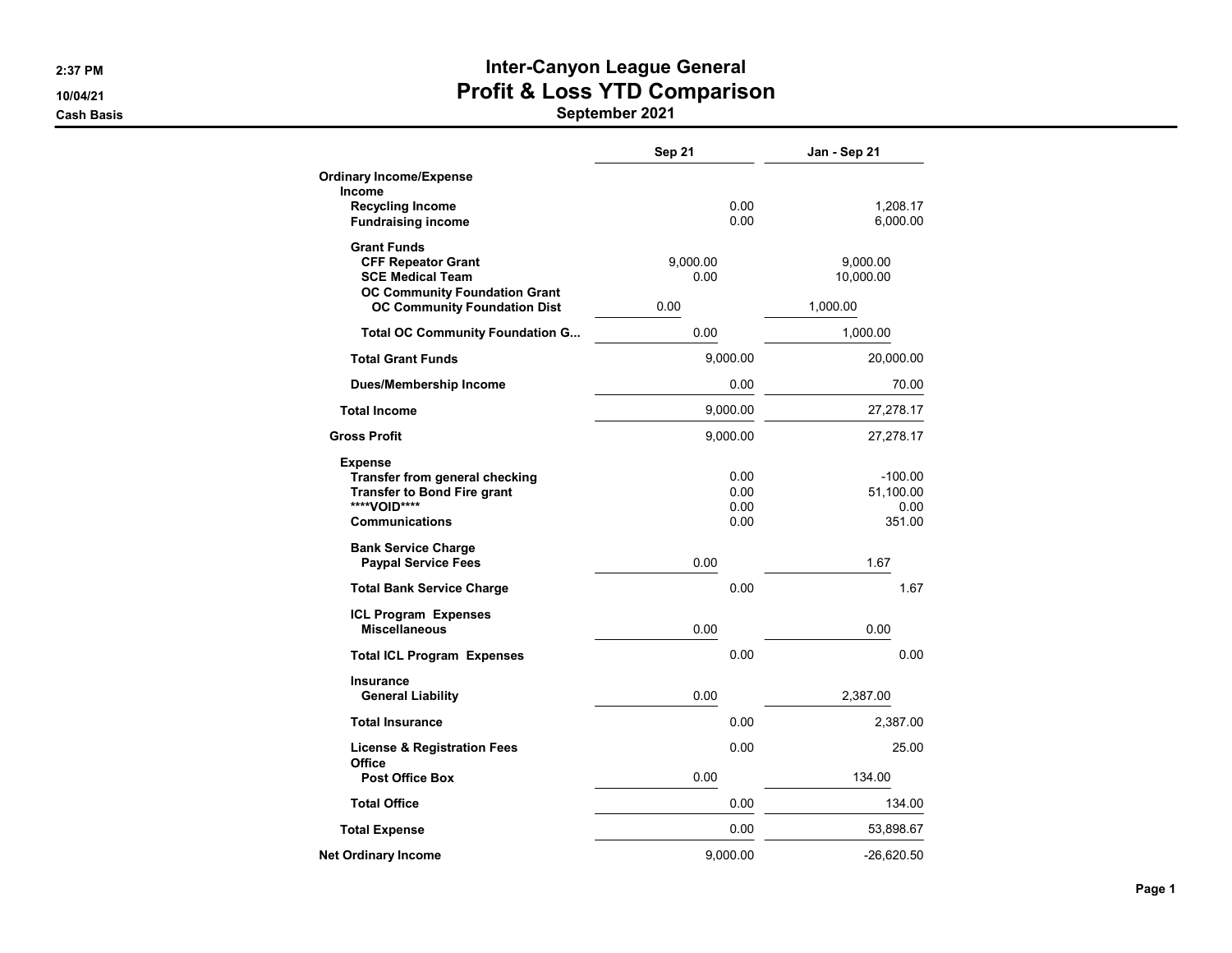2:37 PM

10/04/21

Cash Basis

# Inter-Canyon League General
## Profit & Loss YTD Comparison
### September 2021

| | Sep 21 | Jan - Sep 21 |
|---|---|---|
| **Ordinary Income/Expense** | | |
| **Income** | | |
| **Recycling Income** | 0.00 | 1,208.17 |
| **Fundraising income** | 0.00 | 6,000.00 |
| **Grant Funds** | | |
| **CFF Repeator Grant** | 9,000.00 | 9,000.00 |
| **SCE Medical Team** | 0.00 | 10,000.00 |
| **OC Community Foundation Grant** | | |
| **OC Community Foundation Dist** | 0.00 | 1,000.00 |
| **Total OC Community Foundation G...** | 0.00 | 1,000.00 |
| **Total Grant Funds** | 9,000.00 | 20,000.00 |
| **Dues/Membership Income** | 0.00 | 70.00 |
| **Total Income** | 9,000.00 | 27,278.17 |
| **Gross Profit** | 9,000.00 | 27,278.17 |
| **Expense** | | |
| **Transfer from general checking** | 0.00 | -100.00 |
| **Transfer to Bond Fire grant** | 0.00 | 51,100.00 |
| **\*\*\*\*VOID\*\*\*\*** | 0.00 | 0.00 |
| **Communications** | 0.00 | 351.00 |
| **Bank Service Charge** | | |
| **Paypal Service Fees** | 0.00 | 1.67 |
| **Total Bank Service Charge** | 0.00 | 1.67 |
| **ICL Program Expenses** | | |
| **Miscellaneous** | 0.00 | 0.00 |
| **Total ICL Program Expenses** | 0.00 | 0.00 |
| **Insurance** | | |
| **General Liability** | 0.00 | 2,387.00 |
| **Total Insurance** | 0.00 | 2,387.00 |
| **License & Registration Fees** | 0.00 | 25.00 |
| **Office** | | |
| **Post Office Box** | 0.00 | 134.00 |
| **Total Office** | 0.00 | 134.00 |
| **Total Expense** | 0.00 | 53,898.67 |
| **Net Ordinary Income** | 9,000.00 | -26,620.50 |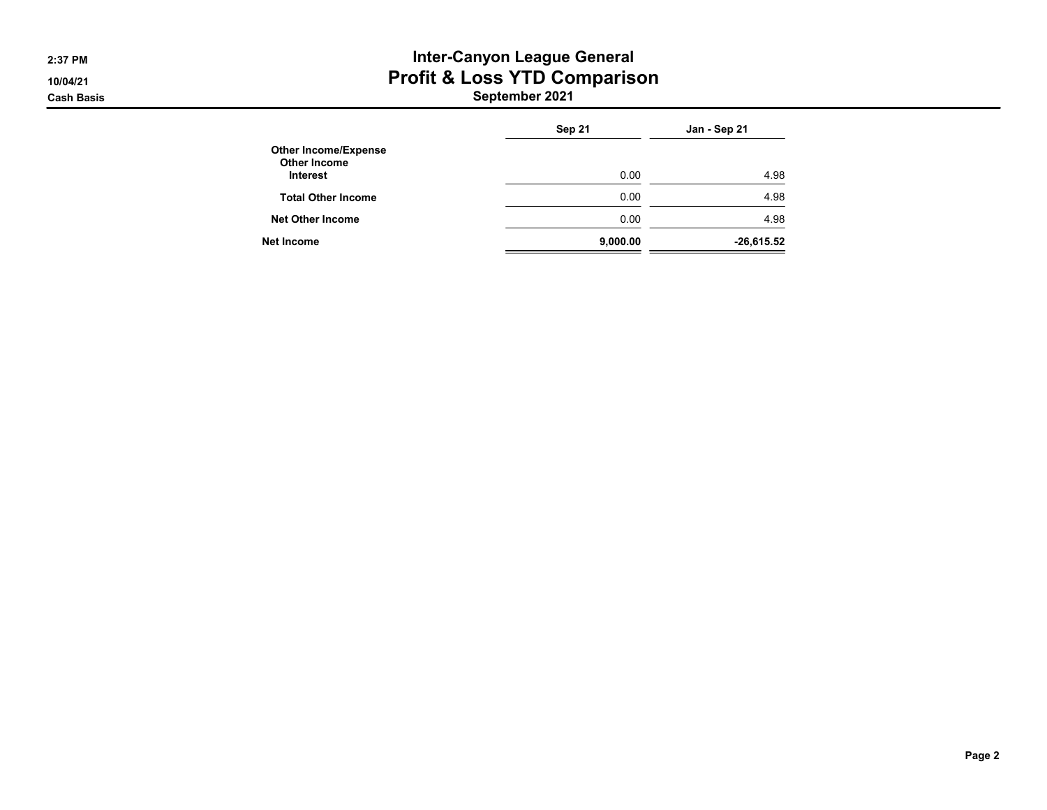# Inter-Canyon League General

## Profit & Loss YTD Comparison

### September 2021

2:37 PM
10/04/21
Cash Basis

| | Sep 21 | Jan - Sep 21 |
|---|---|---|
| **Other Income/Expense** | | |
| **Other Income** | | |
| **Interest** | 0.00 | 4.98 |
| **Total Other Income** | 0.00 | 4.98 |
| **Net Other Income** | 0.00 | 4.98 |
| **Net Income** | **9,000.00** | **-26,615.52** |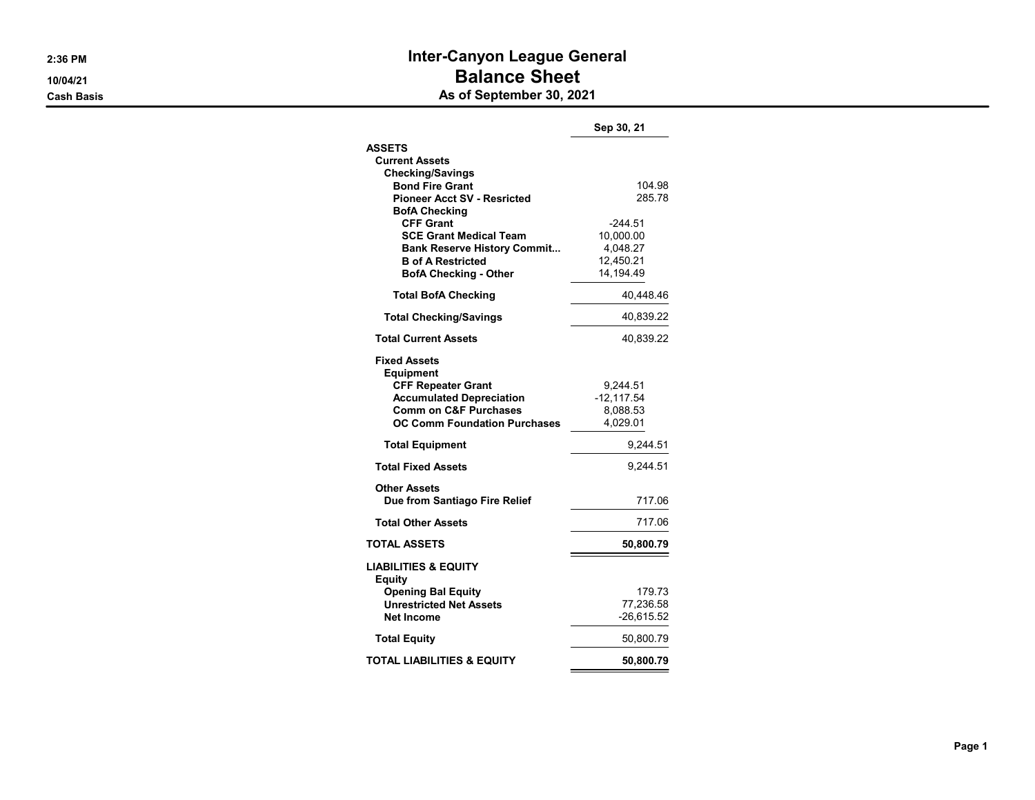2:36 PM
10/04/21
Cash Basis

# Inter-Canyon League General
## Balance Sheet
### As of September 30, 2021

| | | Sep 30, 21 |
|---|---|---|
| **ASSETS** | | |
| **Current Assets** | | |
| **Checking/Savings** | | |
| **Bond Fire Grant** | | 104.98 |
| **Pioneer Acct SV - Resricted** | | 285.78 |
| **BofA Checking** | | |
| **CFF Grant** | -244.51 | |
| **SCE Grant Medical Team** | 10,000.00 | |
| **Bank Reserve History Commit...** | 4,048.27 | |
| **B of A Restricted** | 12,450.21 | |
| **BofA Checking - Other** | 14,194.49 | |
| **Total BofA Checking** | | 40,448.46 |
| **Total Checking/Savings** | | 40,839.22 |
| **Total Current Assets** | | 40,839.22 |
| **Fixed Assets** | | |
| **Equipment** | | |
| **CFF Repeater Grant** | 9,244.51 | |
| **Accumulated Depreciation** | -12,117.54 | |
| **Comm on C&F Purchases** | 8,088.53 | |
| **OC Comm Foundation Purchases** | 4,029.01 | |
| **Total Equipment** | | 9,244.51 |
| **Total Fixed Assets** | | 9,244.51 |
| **Other Assets** | | |
| **Due from Santiago Fire Relief** | | 717.06 |
| **Total Other Assets** | | 717.06 |
| **TOTAL ASSETS** | | **50,800.79** |
| **LIABILITIES & EQUITY** | | |
| **Equity** | | |
| **Opening Bal Equity** | | 179.73 |
| **Unrestricted Net Assets** | | 77,236.58 |
| **Net Income** | | -26,615.52 |
| **Total Equity** | | 50,800.79 |
| **TOTAL LIABILITIES & EQUITY** | | **50,800.79** |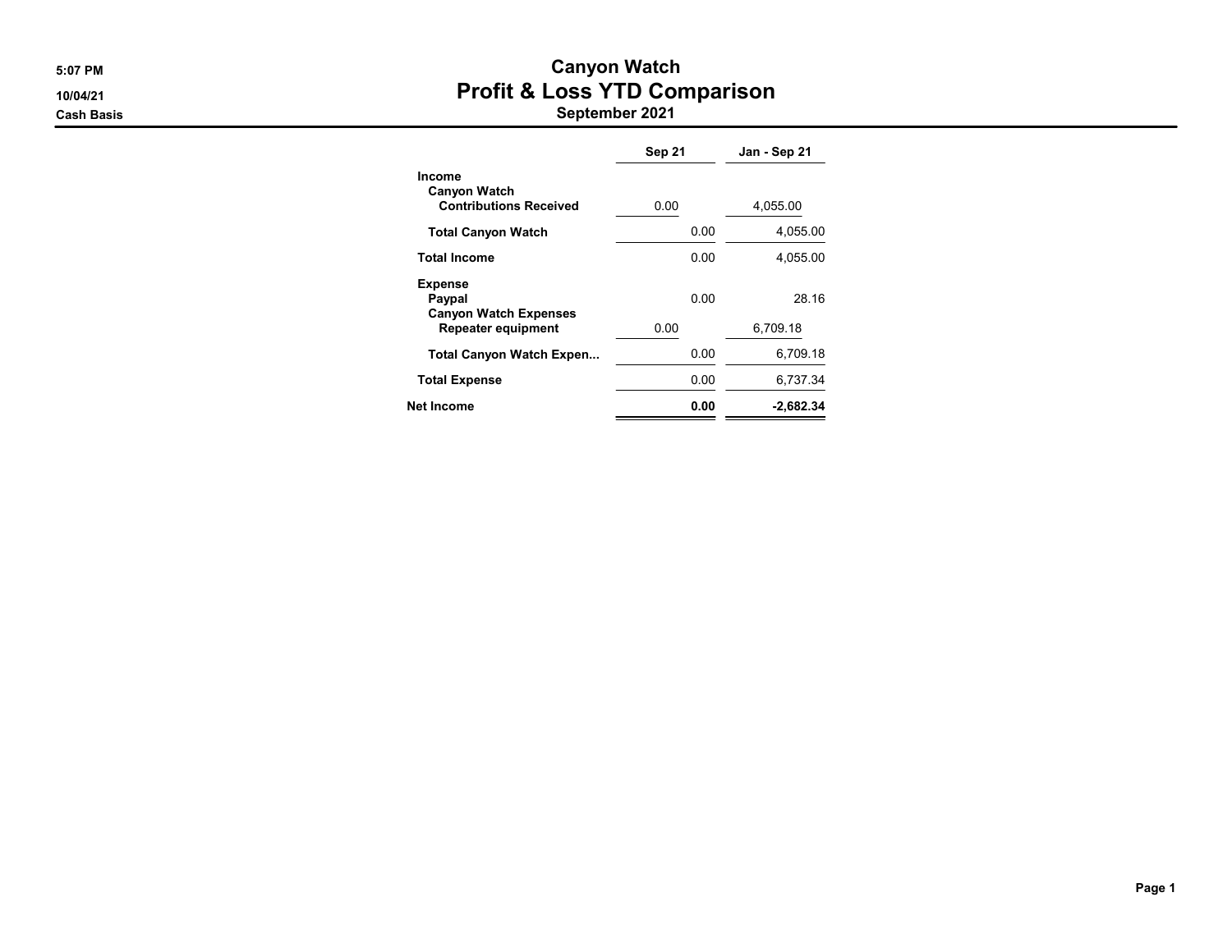5:07 PM
10/04/21
Cash Basis

# Canyon Watch
## Profit & Loss YTD Comparison
### September 2021

| | Sep 21 | Jan - Sep 21 |
|---|---|---|
| **Income** | | |
| **Canyon Watch** | | |
| **Contributions Received** | 0.00 | 4,055.00 |
| **Total Canyon Watch** | 0.00 | 4,055.00 |
| **Total Income** | 0.00 | 4,055.00 |
| **Expense** | | |
| **Paypal** | 0.00 | 28.16 |
| **Canyon Watch Expenses** | | |
| **Repeater equipment** | 0.00 | 6,709.18 |
| **Total Canyon Watch Expen...** | 0.00 | 6,709.18 |
| **Total Expense** | 0.00 | 6,737.34 |
| **Net Income** | **0.00** | **-2,682.34** |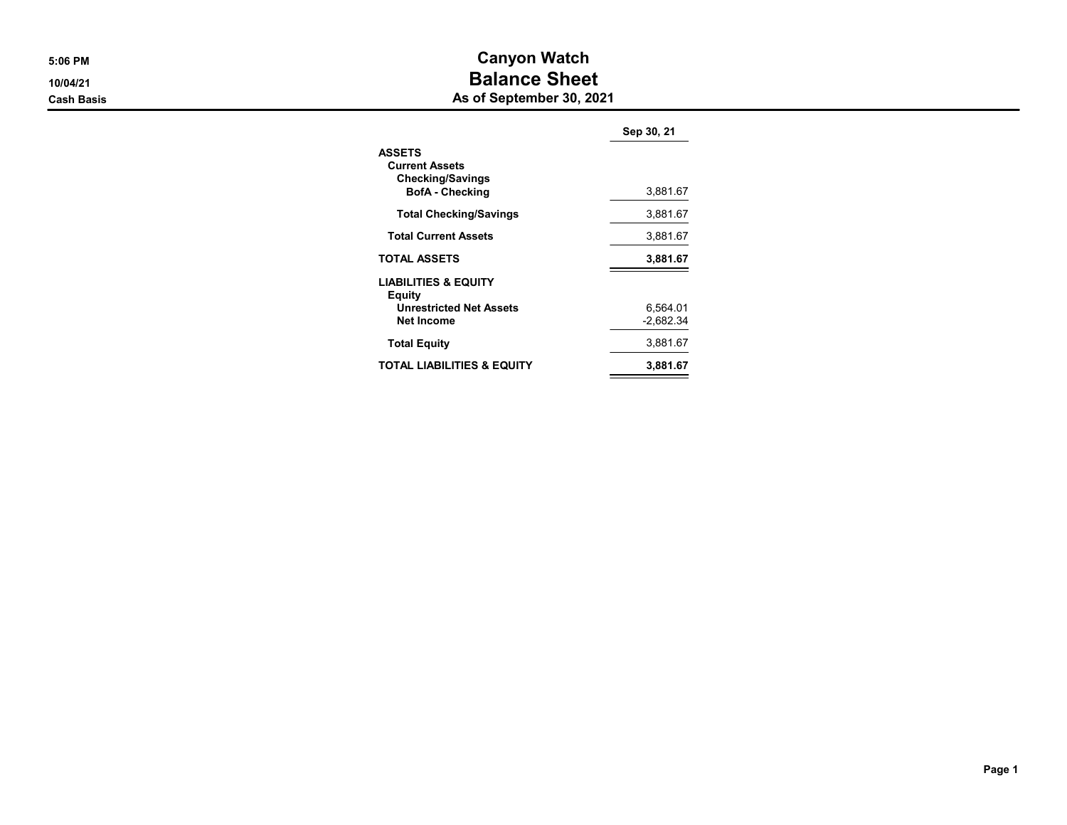5:06 PM
10/04/21
Cash Basis

# Canyon Watch
## Balance Sheet
### As of September 30, 2021

| | Sep 30, 21 |
|---|---|
| **ASSETS** | |
| **Current Assets** | |
| **Checking/Savings** | |
| **BofA - Checking** | 3,881.67 |
| **Total Checking/Savings** | 3,881.67 |
| **Total Current Assets** | 3,881.67 |
| **TOTAL ASSETS** | **3,881.67** |
| **LIABILITIES & EQUITY** | |
| **Equity** | |
| **Unrestricted Net Assets** | 6,564.01 |
| **Net Income** | -2,682.34 |
| **Total Equity** | 3,881.67 |
| **TOTAL LIABILITIES & EQUITY** | **3,881.67** |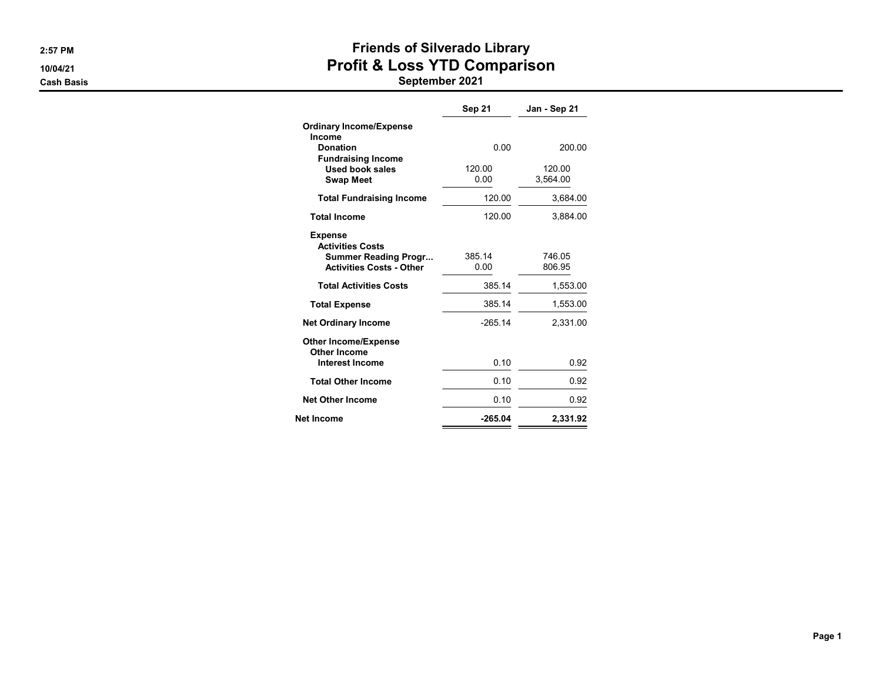2:57 PM
10/04/21
Cash Basis

# Friends of Silverado Library
## Profit & Loss YTD Comparison
### September 2021

| | Sep 21 | Jan - Sep 21 |
|---|---|---|
| **Ordinary Income/Expense** | | |
| **Income** | | |
| **Donation** | 0.00 | 200.00 |
| **Fundraising Income** | | |
| **Used book sales** | 120.00 | 120.00 |
| **Swap Meet** | 0.00 | 3,564.00 |
| **Total Fundraising Income** | 120.00 | 3,684.00 |
| **Total Income** | 120.00 | 3,884.00 |
| **Expense** | | |
| **Activities Costs** | | |
| **Summer Reading Progr...** | 385.14 | 746.05 |
| **Activities Costs - Other** | 0.00 | 806.95 |
| **Total Activities Costs** | 385.14 | 1,553.00 |
| **Total Expense** | 385.14 | 1,553.00 |
| **Net Ordinary Income** | -265.14 | 2,331.00 |
| **Other Income/Expense** | | |
| **Other Income** | | |
| **Interest Income** | 0.10 | 0.92 |
| **Total Other Income** | 0.10 | 0.92 |
| **Net Other Income** | 0.10 | 0.92 |
| **Net Income** | **-265.04** | **2,331.92** |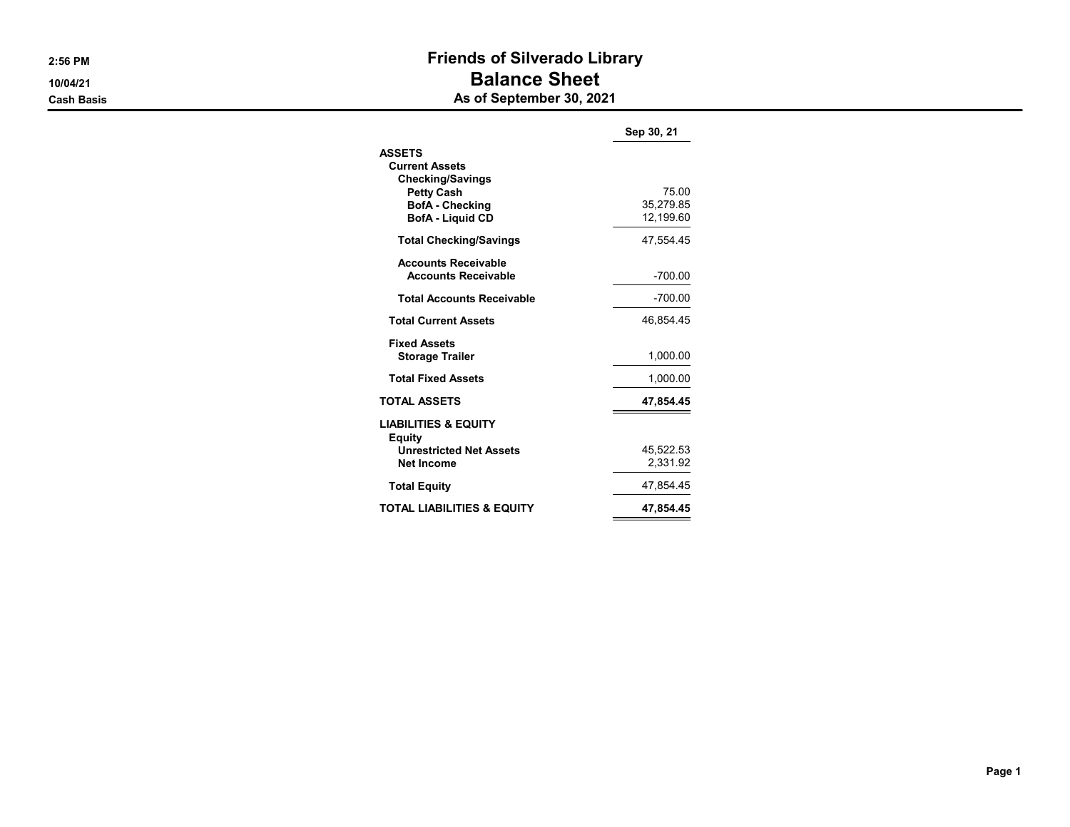2:56 PM
10/04/21
Cash Basis

# Friends of Silverado Library
## Balance Sheet
### As of September 30, 2021

| | Sep 30, 21 |
|---|---|
| **ASSETS** | |
| **Current Assets** | |
| **Checking/Savings** | |
| **Petty Cash** | 75.00 |
| **BofA - Checking** | 35,279.85 |
| **BofA - Liquid CD** | 12,199.60 |
| **Total Checking/Savings** | 47,554.45 |
| **Accounts Receivable** | |
| **Accounts Receivable** | -700.00 |
| **Total Accounts Receivable** | -700.00 |
| **Total Current Assets** | 46,854.45 |
| **Fixed Assets** | |
| **Storage Trailer** | 1,000.00 |
| **Total Fixed Assets** | 1,000.00 |
| **TOTAL ASSETS** | **47,854.45** |
| **LIABILITIES & EQUITY** | |
| **Equity** | |
| **Unrestricted Net Assets** | 45,522.53 |
| **Net Income** | 2,331.92 |
| **Total Equity** | 47,854.45 |
| **TOTAL LIABILITIES & EQUITY** | **47,854.45** |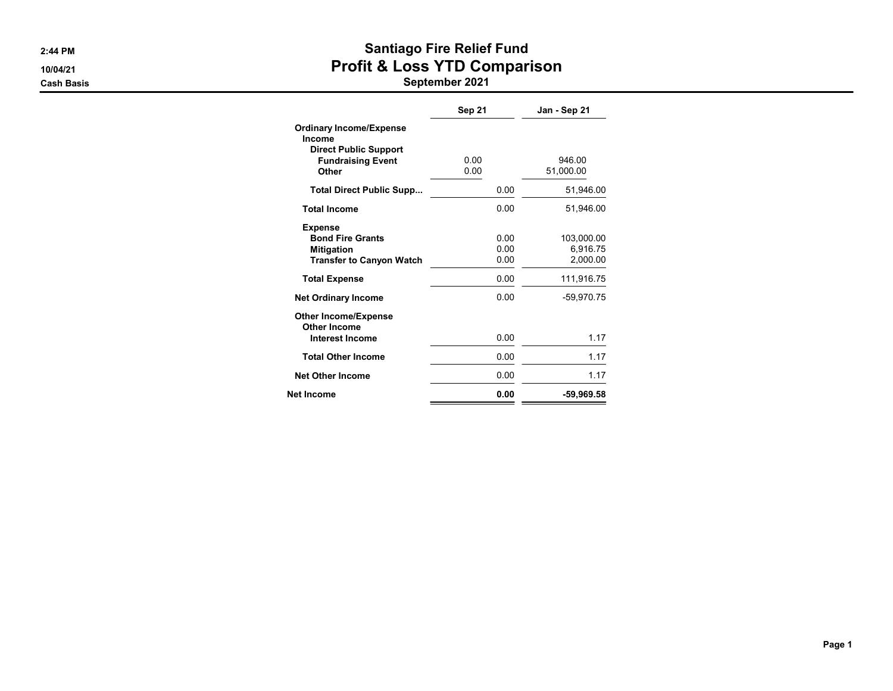2:44 PM
10/04/21
Cash Basis

# Santiago Fire Relief Fund
## Profit & Loss YTD Comparison
### September 2021

| | Sep 21 | Jan - Sep 21 |
|---|---|---|
| **Ordinary Income/Expense** | | |
| **Income** | | |
| **Direct Public Support** | | |
| **Fundraising Event** | 0.00 | 946.00 |
| **Other** | 0.00 | 51,000.00 |
| **Total Direct Public Supp...** | 0.00 | 51,946.00 |
| **Total Income** | 0.00 | 51,946.00 |
| **Expense** | | |
| **Bond Fire Grants** | 0.00 | 103,000.00 |
| **Mitigation** | 0.00 | 6,916.75 |
| **Transfer to Canyon Watch** | 0.00 | 2,000.00 |
| **Total Expense** | 0.00 | 111,916.75 |
| **Net Ordinary Income** | 0.00 | -59,970.75 |
| **Other Income/Expense** | | |
| **Other Income** | | |
| **Interest Income** | 0.00 | 1.17 |
| **Total Other Income** | 0.00 | 1.17 |
| **Net Other Income** | 0.00 | 1.17 |
| **Net Income** | **0.00** | **-59,969.58** |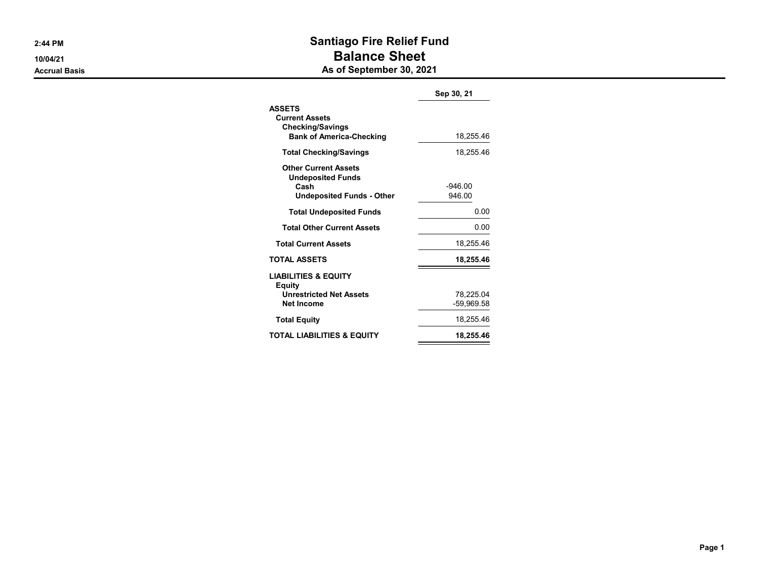# Santiago Fire Relief Fund

## Balance Sheet

### As of September 30, 2021

2:44 PM
10/04/21
Accrual Basis

| | | Sep 30, 21 |
|---|---|---|
| **ASSETS** | | |
| **Current Assets** | | |
| **Checking/Savings** | | |
| **Bank of America-Checking** | | 18,255.46 |
| **Total Checking/Savings** | | 18,255.46 |
| **Other Current Assets** | | |
| **Undeposited Funds** | | |
| **Cash** | -946.00 | |
| **Undeposited Funds - Other** | 946.00 | |
| **Total Undeposited Funds** | | 0.00 |
| **Total Other Current Assets** | | 0.00 |
| **Total Current Assets** | | 18,255.46 |
| **TOTAL ASSETS** | | **18,255.46** |
| **LIABILITIES & EQUITY** | | |
| **Equity** | | |
| **Unrestricted Net Assets** | | 78,225.04 |
| **Net Income** | | -59,969.58 |
| **Total Equity** | | 18,255.46 |
| **TOTAL LIABILITIES & EQUITY** | | **18,255.46** |